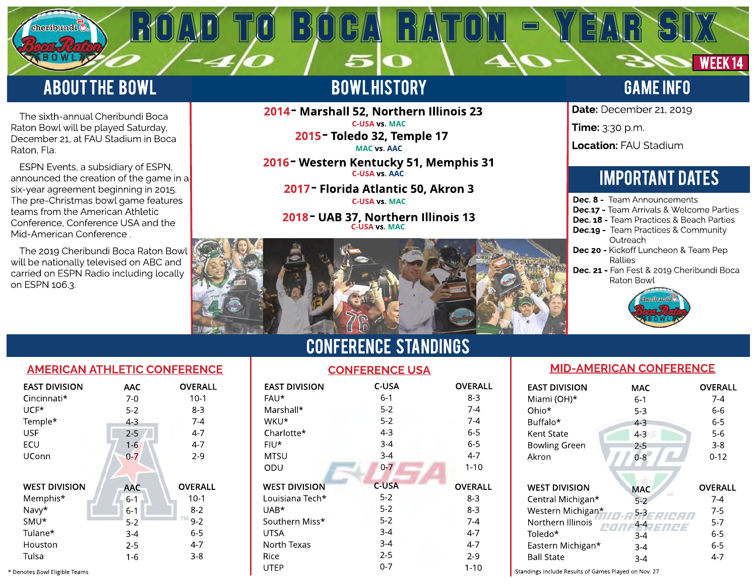# ROAD TO BOCA RATON - YEAR SIX

WEEK 14

## ABOUT THE BOWL

The sixth-annual Cheribundi Boca Raton Bowl will be played Saturday, December 21, at FAU Stadium in Boca Raton, Fla.

ESPN Events, a subsidiary of ESPN, announced the creation of the game in a six-year agreement beginning in 2015. The pre-Christmas bowl game features teams from the American Athletic Conference, Conference USA and the Mid-American Conference .

The 2019 Cheribundi Boca Raton Bowl will be nationally televised on ABC and carried on ESPN Radio including locally on ESPN 106.3.

## BOWL HISTORY

**2014 - Marshall 52, Northern Illinois 23**
C-USA vs. MAC

**2015 - Toledo 32, Temple 17**
MAC vs. AAC

**2016 - Western Kentucky 51, Memphis 31**
C-USA vs. AAC

**2017 - Florida Atlantic 50, Akron 3**
C-USA vs. MAC

**2018 - UAB 37, Northern Illinois 13**
C-USA vs. MAC

## GAME INFO

**Date:** December 21, 2019

**Time:** 3:30 p.m.

**Location:** FAU Stadium

## IMPORTANT DATES

- **Dec. 8 -** Team Announcements
- **Dec.17 -** Team Arrivals & Welcome Parties
- **Dec. 18 -** Team Practices & Beach Parties
- **Dec.19 -** Team Practices & Community Outreach
- **Dec 20 -** Kickoff Luncheon & Team Pep Rallies
- **Dec. 21 -** Fan Fest & 2019 Cheribundi Boca Raton Bowl

## CONFERENCE STANDINGS

### AMERICAN ATHLETIC CONFERENCE

| EAST DIVISION | AAC | OVERALL |
|---|---|---|
| Cincinnati* | 7-0 | 10-1 |
| UCF* | 5-2 | 8-3 |
| Temple* | 4-3 | 7-4 |
| USF | 2-5 | 4-7 |
| ECU | 1-6 | 4-7 |
| UConn | 0-7 | 2-9 |

| WEST DIVISION | AAC | OVERALL |
|---|---|---|
| Memphis* | 6-1 | 10-1 |
| Navy* | 6-1 | 8-2 |
| SMU* | 5-2 | 9-2 |
| Tulane* | 3-4 | 6-5 |
| Houston | 2-5 | 4-7 |
| Tulsa | 1-6 | 3-8 |

### CONFERENCE USA

| EAST DIVISION | C-USA | OVERALL |
|---|---|---|
| FAU* | 6-1 | 8-3 |
| Marshall* | 5-2 | 7-4 |
| WKU* | 5-2 | 7-4 |
| Charlotte* | 4-3 | 6-5 |
| FIU* | 3-4 | 6-5 |
| MTSU | 3-4 | 4-7 |
| ODU | 0-7 | 1-10 |

| WEST DIVISION | C-USA | OVERALL |
|---|---|---|
| Louisiana Tech* | 5-2 | 8-3 |
| UAB* | 5-2 | 8-3 |
| Southern Miss* | 5-2 | 7-4 |
| UTSA | 3-4 | 4-7 |
| North Texas | 3-4 | 4-7 |
| Rice | 2-5 | 2-9 |
| UTEP | 0-7 | 1-10 |

### MID-AMERICAN CONFERENCE

| EAST DIVISION | MAC | OVERALL |
|---|---|---|
| Miami (OH)* | 6-1 | 7-4 |
| Ohio* | 5-3 | 6-6 |
| Buffalo* | 4-3 | 6-5 |
| Kent State | 4-3 | 5-6 |
| Bowling Green | 2-5 | 3-8 |
| Akron | 0-8 | 0-12 |

| WEST DIVISION | MAC | OVERALL |
|---|---|---|
| Central Michigan* | 5-2 | 7-4 |
| Western Michigan* | 5-3 | 7-5 |
| Northern Illinois | 4-4 | 5-7 |
| Toledo* | 3-4 | 6-5 |
| Eastern Michigan* | 3-4 | 6-5 |
| Ball State | 3-4 | 4-7 |

\* Denotes Bowl Eligible Teams

-Standings Include Results of Games Played on Nov. 27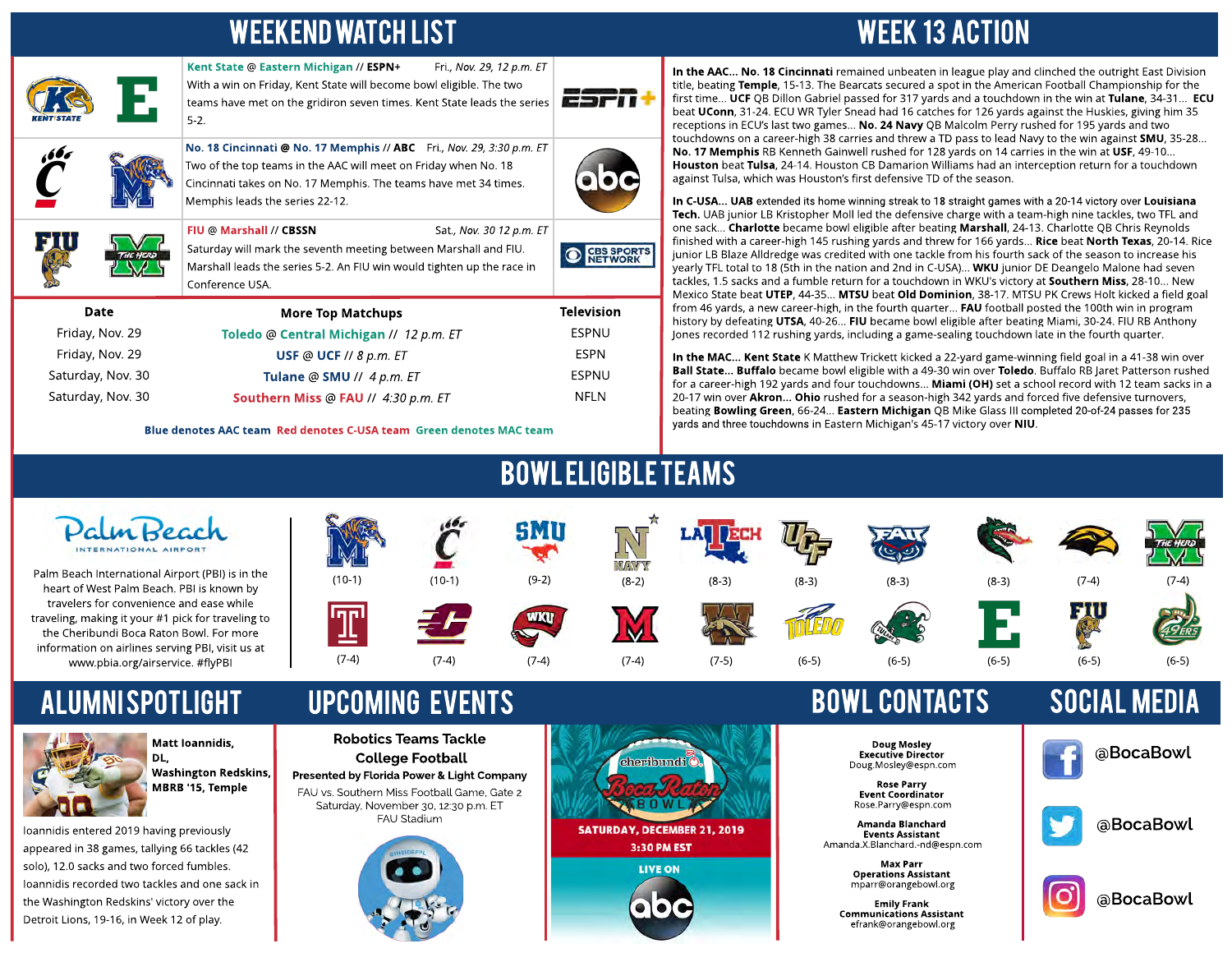# WEEKEND WATCH LIST

**Kent State @ Eastern Michigan // ESPN+** — *Fri., Nov. 29, 12 p.m. ET*

With a win on Friday, Kent State will become bowl eligible. The two teams have met on the gridiron seven times. Kent State leads the series 5-2.

**No. 18 Cincinnati @ No. 17 Memphis // ABC** — *Fri., Nov. 29, 3:30 p.m. ET*

Two of the top teams in the AAC will meet on Friday when No. 18 Cincinnati takes on No. 17 Memphis. The teams have met 34 times. Memphis leads the series 22-12.

**FIU @ Marshall // CBSSN** — *Sat., Nov. 30 12 p.m. ET*

Saturday will mark the seventh meeting between Marshall and FIU. Marshall leads the series 5-2. An FIU win would tighten up the race in Conference USA.

| Date | More Top Matchups | Television |
|---|---|---|
| Friday, Nov. 29 | Toledo @ Central Michigan // *12 p.m. ET* | ESPNU |
| Friday, Nov. 29 | USF @ UCF // *8 p.m. ET* | ESPN |
| Saturday, Nov. 30 | Tulane @ SMU // *4 p.m. ET* | ESPNU |
| Saturday, Nov. 30 | Southern Miss @ FAU // *4:30 p.m. ET* | NFLN |

**Blue denotes AAC team** **Red denotes C-USA team** **Green denotes MAC team**

# WEEK 13 ACTION

**In the AAC... No. 18 Cincinnati** remained unbeaten in league play and clinched the outright East Division title, beating **Temple**, 15-13. The Bearcats secured a spot in the American Football Championship for the first time... **UCF** QB Dillon Gabriel passed for 317 yards and a touchdown in the win at **Tulane**, 34-31... **ECU** beat **UConn**, 31-24. ECU WR Tyler Snead had 16 catches for 126 yards against the Huskies, giving him 35 receptions in ECU's last two games... **No. 24 Navy** QB Malcolm Perry rushed for 195 yards and two touchdowns on a career-high 38 carries and threw a TD pass to lead Navy to the win against **SMU**, 35-28... **No. 17 Memphis** RB Kenneth Gainwell rushed for 128 yards on 14 carries in the win at **USF**, 49-10... **Houston** beat **Tulsa**, 24-14. Houston CB Damarion Williams had an interception return for a touchdown against Tulsa, which was Houston's first defensive TD of the season.

**In C-USA... UAB** extended its home winning streak to 18 straight games with a 20-14 victory over **Louisiana Tech.** UAB junior LB Kristopher Moll led the defensive charge with a team-high nine tackles, two TFL and one sack... **Charlotte** became bowl eligible after beating **Marshall**, 24-13. Charlotte QB Chris Reynolds finished with a career-high 145 rushing yards and threw for 166 yards... **Rice** beat **North Texas**, 20-14. Rice junior LB Blaze Alldredge was credited with one tackle from his fourth sack of the season to increase his yearly TFL total to 18 (5th in the nation and 2nd in C-USA)... **WKU** junior DE Deangelo Malone had seven tackles, 1.5 sacks and a fumble return for a touchdown in WKU's victory at **Southern Miss**, 28-10... New Mexico State beat **UTEP**, 44-35... **MTSU** beat **Old Dominion**, 38-17. MTSU PK Crews Holt kicked a field goal from 46 yards, a new career-high, in the fourth quarter... **FAU** football posted the 100th win in program history by defeating **UTSA**, 40-26... **FIU** became bowl eligible after beating Miami, 30-24. FIU RB Anthony Jones recorded 112 rushing yards, including a game-sealing touchdown late in the fourth quarter.

**In the MAC... Kent State** K Matthew Trickett kicked a 22-yard game-winning field goal in a 41-38 win over **Ball State... Buffalo** became bowl eligible with a 49-30 win over **Toledo**. Buffalo RB Jaret Patterson rushed for a career-high 192 yards and four touchdowns... **Miami (OH)** set a school record with 12 team sacks in a 20-17 win over **Akron... Ohio** rushed for a season-high 342 yards and forced five defensive turnovers, beating **Bowling Green**, 66-24... **Eastern Michigan** QB Mike Glass III completed 20-of-24 passes for 235 yards and three touchdowns in Eastern Michigan's 45-17 victory over **NIU**.

# BOWL ELIGIBLE TEAMS

Palm Beach International Airport

Palm Beach International Airport (PBI) is in the heart of West Palm Beach. PBI is known by travelers for convenience and ease while traveling, making it your #1 pick for traveling to the Cheribundi Boca Raton Bowl. For more information on airlines serving PBI, visit us at www.pbia.org/airservice. #flyPBI

(10-1) (10-1) (9-2) (8-2) (8-3) (8-3) (8-3) (8-3) (7-4) (7-4)

(7-4) (7-4) (7-4) (7-4) (7-5) (6-5) (6-5) (6-5) (6-5) (6-5)

# ALUMNI SPOTLIGHT

**Matt Ioannidis, DL, Washington Redskins, MBRB '15, Temple**

Ioannidis entered 2019 having previously appeared in 38 games, tallying 66 tackles (42 solo), 12.0 sacks and two forced fumbles. Ioannidis recorded two tackles and one sack in the Washington Redskins' victory over the Detroit Lions, 19-16, in Week 12 of play.

# UPCOMING EVENTS

**Robotics Teams Tackle College Football**

**Presented by Florida Power & Light Company**

FAU vs. Southern Miss Football Game, Gate 2
Saturday, November 30, 12:30 p.m. ET
FAU Stadium

cheribundi Boca Raton Bowl

SATURDAY, DECEMBER 21, 2019
3:30 PM EST
LIVE ON abc

# BOWL CONTACTS

**Doug Mosley**
**Executive Director**
Doug.Mosley@espn.com

**Rose Parry**
**Event Coordinator**
Rose.Parry@espn.com

**Amanda Blanchard**
**Events Assistant**
Amanda.X.Blanchard.-nd@espn.com

**Max Parr**
**Operations Assistant**
mparr@orangebowl.org

**Emily Frank**
**Communications Assistant**
efrank@orangebowl.org

# SOCIAL MEDIA

@BocaBowl

@BocaBowl

@BocaBowl